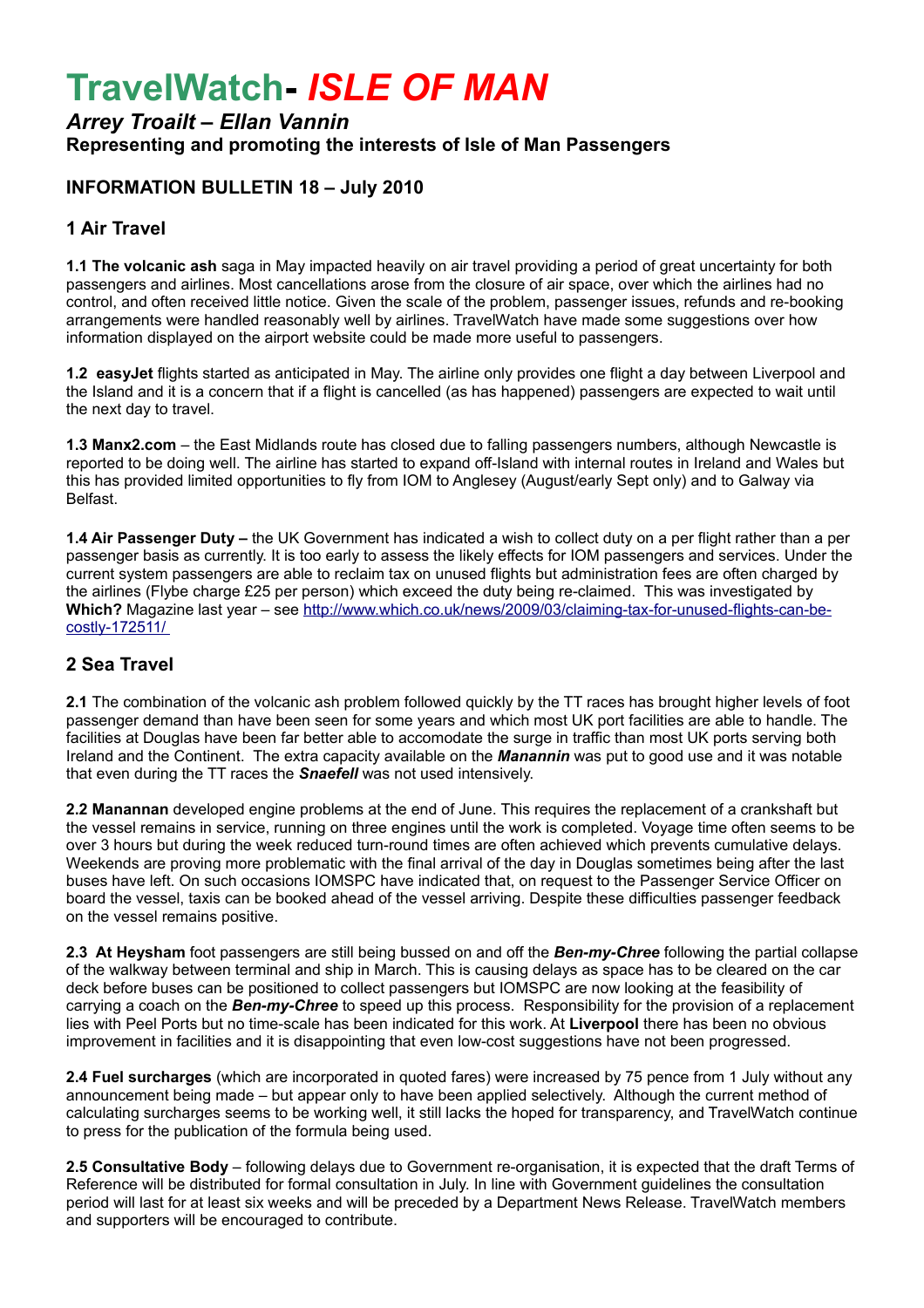# TravelWatch- *ISLE OF MAN*

### *Arrey Troailt – Ellan Vannin*

**Representing and promoting the interests of Isle of Man Passengers**

## INFORMATION BULLETIN 18 – July 2010

## 1 Air Travel

**1.1 The volcanic ash** saga in May impacted heavily on air travel providing a period of great uncertainty for both passengers and airlines. Most cancellations arose from the closure of air space, over which the airlines had no control, and often received little notice. Given the scale of the problem, passenger issues, refunds and re-booking arrangements were handled reasonably well by airlines. TravelWatch have made some suggestions over how information displayed on the airport website could be made more useful to passengers.

**1.2 easyJet** flights started as anticipated in May. The airline only provides one flight a day between Liverpool and the Island and it is a concern that if a flight is cancelled (as has happened) passengers are expected to wait until the next day to travel.

**1.3 Manx2.com** – the East Midlands route has closed due to falling passengers numbers, although Newcastle is reported to be doing well. The airline has started to expand off-Island with internal routes in Ireland and Wales but this has provided limited opportunities to fly from IOM to Anglesey (August/early Sept only) and to Galway via Belfast.

**1.4 Air Passenger Duty –** the UK Government has indicated a wish to collect duty on a per flight rather than a per passenger basis as currently. It is too early to assess the likely effects for IOM passengers and services. Under the current system passengers are able to reclaim tax on unused flights but administration fees are often charged by the airlines (Flybe charge £25 per person) which exceed the duty being re-claimed. This was investigated by **Which?** Magazine last year – see http://www.which.co.uk/news/2009/03/claiming-tax-for-unused-flights-can-be-costly-172511/

## 2 Sea Travel

**2.1** The combination of the volcanic ash problem followed quickly by the TT races has brought higher levels of foot passenger demand than have been seen for some years and which most UK port facilities are able to handle. The facilities at Douglas have been far better able to accomodate the surge in traffic than most UK ports serving both Ireland and the Continent. The extra capacity available on the ***Manannin*** was put to good use and it was notable that even during the TT races the ***Snaefell*** was not used intensively.

**2.2 Manannan** developed engine problems at the end of June. This requires the replacement of a crankshaft but the vessel remains in service, running on three engines until the work is completed. Voyage time often seems to be over 3 hours but during the week reduced turn-round times are often achieved which prevents cumulative delays. Weekends are proving more problematic with the final arrival of the day in Douglas sometimes being after the last buses have left. On such occasions IOMSPC have indicated that, on request to the Passenger Service Officer on board the vessel, taxis can be booked ahead of the vessel arriving. Despite these difficulties passenger feedback on the vessel remains positive.

**2.3 At Heysham** foot passengers are still being bussed on and off the ***Ben-my-Chree*** following the partial collapse of the walkway between terminal and ship in March. This is causing delays as space has to be cleared on the car deck before buses can be positioned to collect passengers but IOMSPC are now looking at the feasibility of carrying a coach on the ***Ben-my-Chree*** to speed up this process. Responsibility for the provision of a replacement lies with Peel Ports but no time-scale has been indicated for this work. At **Liverpool** there has been no obvious improvement in facilities and it is disappointing that even low-cost suggestions have not been progressed.

**2.4 Fuel surcharges** (which are incorporated in quoted fares) were increased by 75 pence from 1 July without any announcement being made – but appear only to have been applied selectively. Although the current method of calculating surcharges seems to be working well, it still lacks the hoped for transparency, and TravelWatch continue to press for the publication of the formula being used.

**2.5 Consultative Body** – following delays due to Government re-organisation, it is expected that the draft Terms of Reference will be distributed for formal consultation in July. In line with Government guidelines the consultation period will last for at least six weeks and will be preceded by a Department News Release. TravelWatch members and supporters will be encouraged to contribute.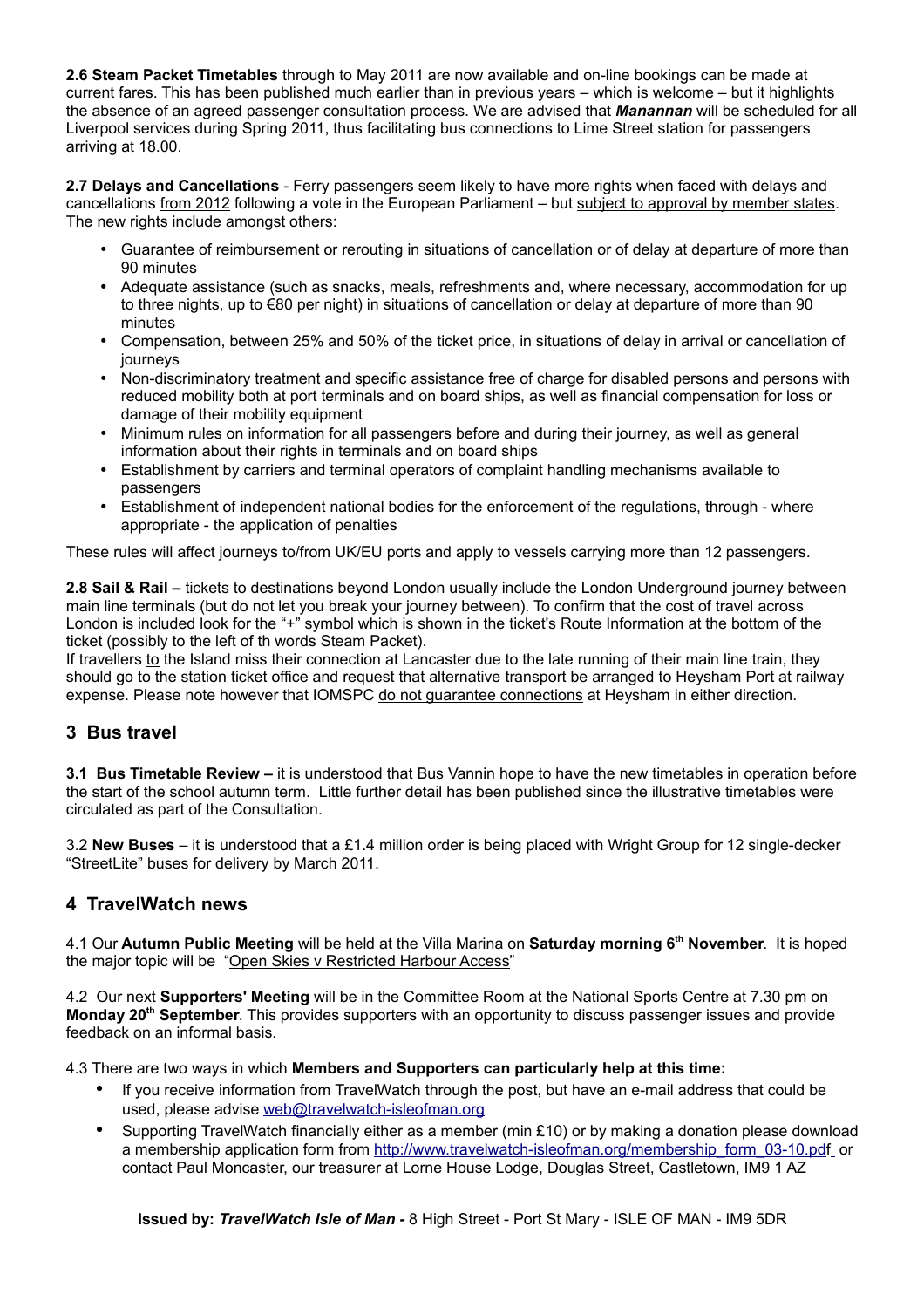**2.6 Steam Packet Timetables** through to May 2011 are now available and on-line bookings can be made at current fares. This has been published much earlier than in previous years – which is welcome – but it highlights the absence of an agreed passenger consultation process. We are advised that ***Manannan*** will be scheduled for all Liverpool services during Spring 2011, thus facilitating bus connections to Lime Street station for passengers arriving at 18.00.

**2.7 Delays and Cancellations** - Ferry passengers seem likely to have more rights when faced with delays and cancellations from 2012 following a vote in the European Parliament – but subject to approval by member states. The new rights include amongst others:

- Guarantee of reimbursement or rerouting in situations of cancellation or of delay at departure of more than 90 minutes
- Adequate assistance (such as snacks, meals, refreshments and, where necessary, accommodation for up to three nights, up to €80 per night) in situations of cancellation or delay at departure of more than 90 minutes
- Compensation, between 25% and 50% of the ticket price, in situations of delay in arrival or cancellation of journeys
- Non-discriminatory treatment and specific assistance free of charge for disabled persons and persons with reduced mobility both at port terminals and on board ships, as well as financial compensation for loss or damage of their mobility equipment
- Minimum rules on information for all passengers before and during their journey, as well as general information about their rights in terminals and on board ships
- Establishment by carriers and terminal operators of complaint handling mechanisms available to passengers
- Establishment of independent national bodies for the enforcement of the regulations, through - where appropriate - the application of penalties

These rules will affect journeys to/from UK/EU ports and apply to vessels carrying more than 12 passengers.

**2.8 Sail & Rail –** tickets to destinations beyond London usually include the London Underground journey between main line terminals (but do not let you break your journey between). To confirm that the cost of travel across London is included look for the "+" symbol which is shown in the ticket's Route Information at the bottom of the ticket (possibly to the left of th words Steam Packet).
If travellers to the Island miss their connection at Lancaster due to the late running of their main line train, they should go to the station ticket office and request that alternative transport be arranged to Heysham Port at railway expense. Please note however that IOMSPC do not guarantee connections at Heysham in either direction.

## 3 Bus travel

**3.1 Bus Timetable Review –** it is understood that Bus Vannin hope to have the new timetables in operation before the start of the school autumn term. Little further detail has been published since the illustrative timetables were circulated as part of the Consultation.

3.2 **New Buses** – it is understood that a £1.4 million order is being placed with Wright Group for 12 single-decker "StreetLite" buses for delivery by March 2011.

## 4 TravelWatch news

4.1 Our **Autumn Public Meeting** will be held at the Villa Marina on **Saturday morning 6th November**. It is hoped the major topic will be "Open Skies v Restricted Harbour Access"

4.2 Our next **Supporters' Meeting** will be in the Committee Room at the National Sports Centre at 7.30 pm on **Monday 20th September**. This provides supporters with an opportunity to discuss passenger issues and provide feedback on an informal basis.

4.3 There are two ways in which **Members and Supporters can particularly help at this time:**

- If you receive information from TravelWatch through the post, but have an e-mail address that could be used, please advise web@travelwatch-isleofman.org
- Supporting TravelWatch financially either as a member (min £10) or by making a donation please download a membership application form from http://www.travelwatch-isleofman.org/membership_form_03-10.pdf or contact Paul Moncaster, our treasurer at Lorne House Lodge, Douglas Street, Castletown, IM9 1 AZ

**Issued by: *TravelWatch Isle of Man -*** 8 High Street - Port St Mary - ISLE OF MAN - IM9 5DR